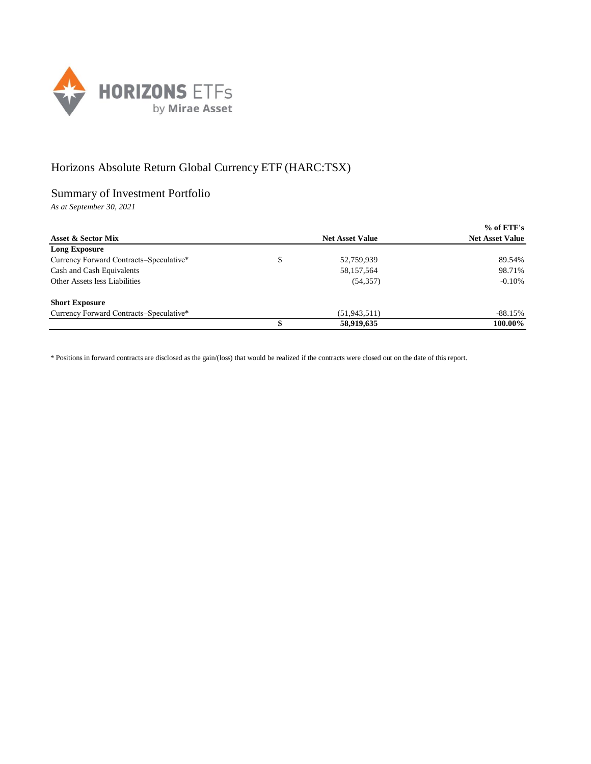# Horizons Absolute Return Global Currency ETF (HARC:TSX)

## Summary of Investment Portfolio

*As at September 30, 2021*

| Asset & Sector Mix | | Net Asset Value | % of ETF's Net Asset Value |
|---|---|---|---|
| **Long Exposure** | | | |
| Currency Forward Contracts–Speculative* | $ | 52,759,939 | 89.54% |
| Cash and Cash Equivalents | | 58,157,564 | 98.71% |
| Other Assets less Liabilities | | (54,357) | -0.10% |
| | | | |
| **Short Exposure** | | | |
| Currency Forward Contracts–Speculative* | | (51,943,511) | -88.15% |
| | **$** | **58,919,635** | **100.00%** |

\* Positions in forward contracts are disclosed as the gain/(loss) that would be realized if the contracts were closed out on the date of this report.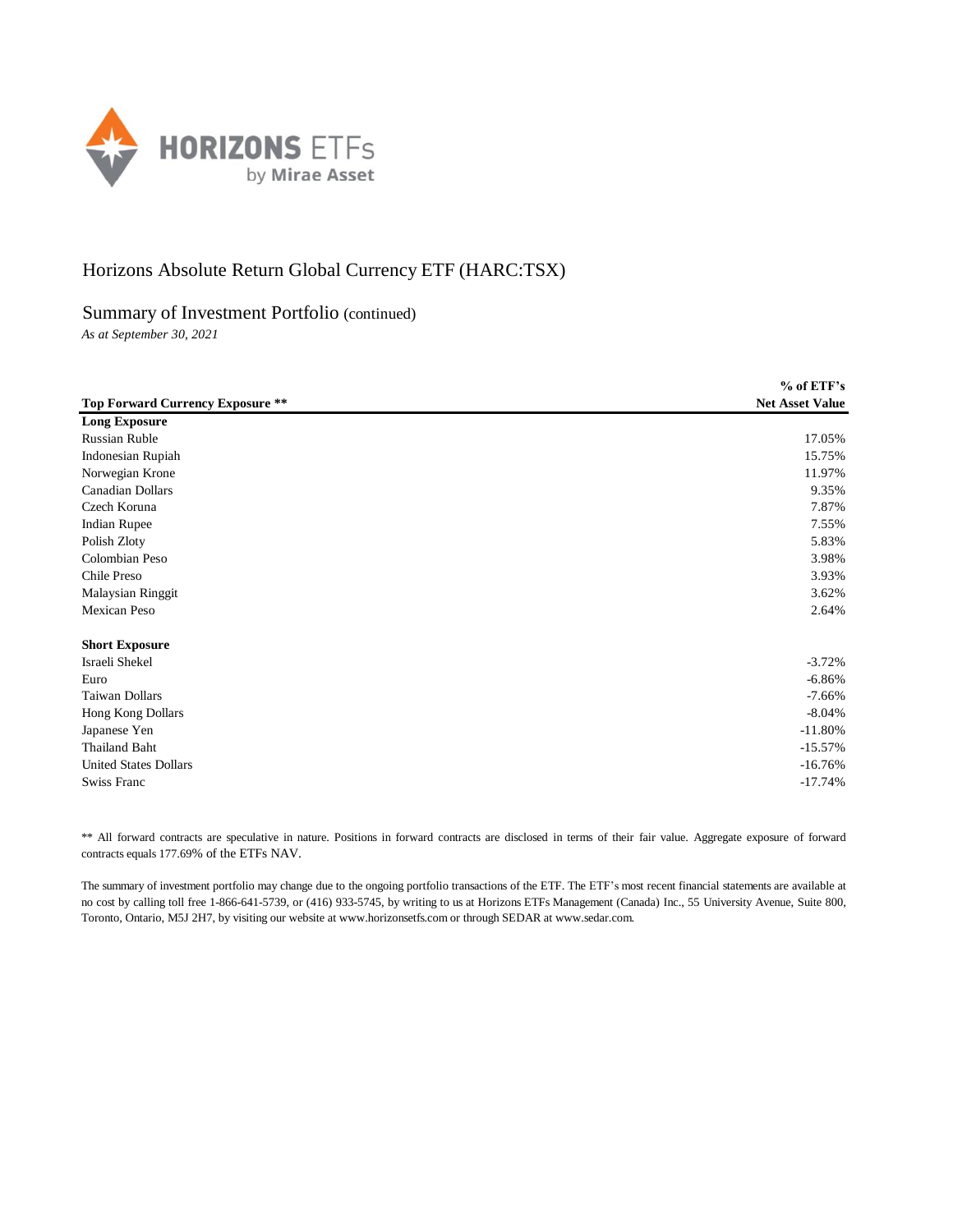# Horizons Absolute Return Global Currency ETF (HARC:TSX)

## Summary of Investment Portfolio (continued)

*As at September 30, 2021*

| Top Forward Currency Exposure ** | % of ETF's Net Asset Value |
|---|---|
| **Long Exposure** | |
| Russian Ruble | 17.05% |
| Indonesian Rupiah | 15.75% |
| Norwegian Krone | 11.97% |
| Canadian Dollars | 9.35% |
| Czech Koruna | 7.87% |
| Indian Rupee | 7.55% |
| Polish Zloty | 5.83% |
| Colombian Peso | 3.98% |
| Chile Preso | 3.93% |
| Malaysian Ringgit | 3.62% |
| Mexican Peso | 2.64% |
| **Short Exposure** | |
| Israeli Shekel | -3.72% |
| Euro | -6.86% |
| Taiwan Dollars | -7.66% |
| Hong Kong Dollars | -8.04% |
| Japanese Yen | -11.80% |
| Thailand Baht | -15.57% |
| United States Dollars | -16.76% |
| Swiss Franc | -17.74% |

** All forward contracts are speculative in nature. Positions in forward contracts are disclosed in terms of their fair value. Aggregate exposure of forward contracts equals 177.69% of the ETFs NAV.

The summary of investment portfolio may change due to the ongoing portfolio transactions of the ETF. The ETF's most recent financial statements are available at no cost by calling toll free 1-866-641-5739, or (416) 933-5745, by writing to us at Horizons ETFs Management (Canada) Inc., 55 University Avenue, Suite 800, Toronto, Ontario, M5J 2H7, by visiting our website at www.horizonsetfs.com or through SEDAR at www.sedar.com.